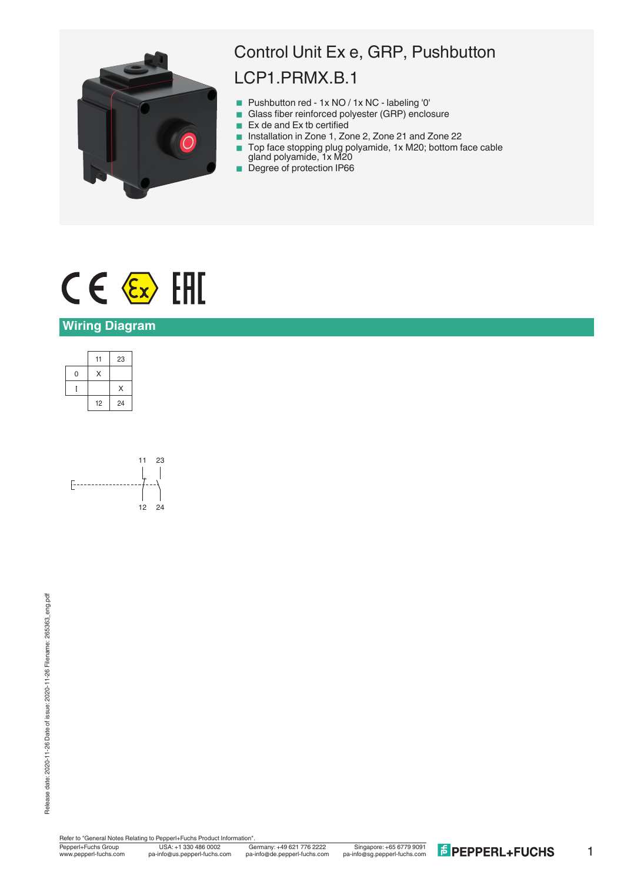# Control Unit Ex e, GRP, Pushbutton

# LCP1.PRMX.B.1

- Pushbutton red - 1x NO / 1x NC - labeling '0'
- Glass fiber reinforced polyester (GRP) enclosure
- Ex de and Ex tb certified
- Installation in Zone 1, Zone 2, Zone 21 and Zone 22
- Top face stopping plug polyamide, 1x M20; bottom face cable gland polyamide, 1x M20
- Degree of protection IP66

## Wiring Diagram

| | 11 | 23 |
|---|---|---|
| 0 | X | |
| I | | X |
| | 12 | 24 |

Refer to "General Notes Relating to Pepperl+Fuchs Product Information".

Pepperl+Fuchs Group
www.pepperl-fuchs.com

USA: +1 330 486 0002
pa-info@us.pepperl-fuchs.com

Germany: +49 621 776 2222
pa-info@de.pepperl-fuchs.com

Singapore: +65 6779 9091
pa-info@sg.pepperl-fuchs.com

Release date: 2020-11-26 Date of issue: 2020-11-26 Filename: 265363_eng.pdf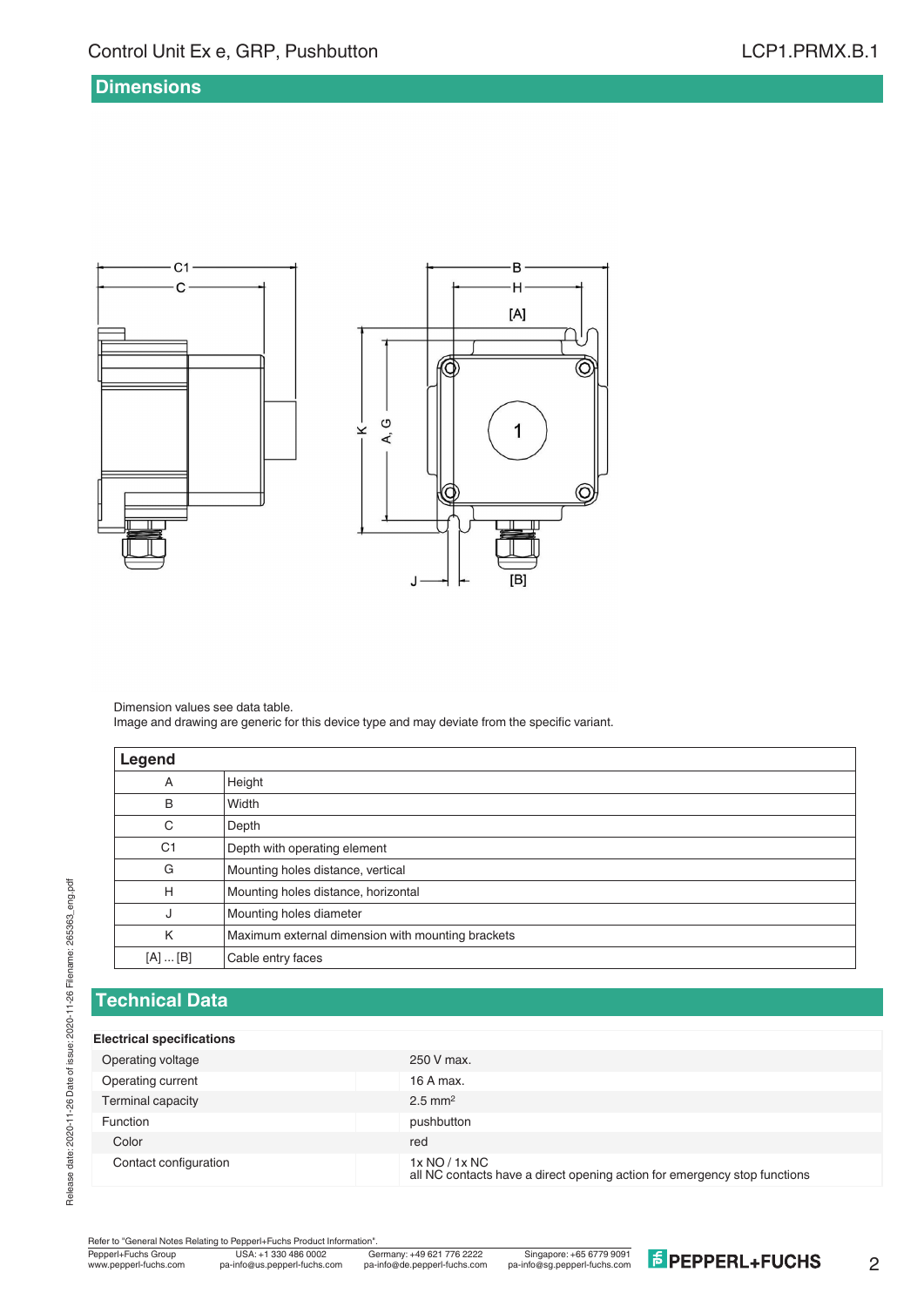## Dimensions

Dimension values see data table.
Image and drawing are generic for this device type and may deviate from the specific variant.

| Legend | |
|---|---|
| A | Height |
| B | Width |
| C | Depth |
| C1 | Depth with operating element |
| G | Mounting holes distance, vertical |
| H | Mounting holes distance, horizontal |
| J | Mounting holes diameter |
| K | Maximum external dimension with mounting brackets |
| [A] ... [B] | Cable entry faces |

## Technical Data

| Electrical specifications | |
|---|---|
| Operating voltage | 250 V max. |
| Operating current | 16 A max. |
| Terminal capacity | 2.5 mm² |
| Function | pushbutton |
| Color | red |
| Contact configuration | 1x NO / 1x NC<br>all NC contacts have a direct opening action for emergency stop functions |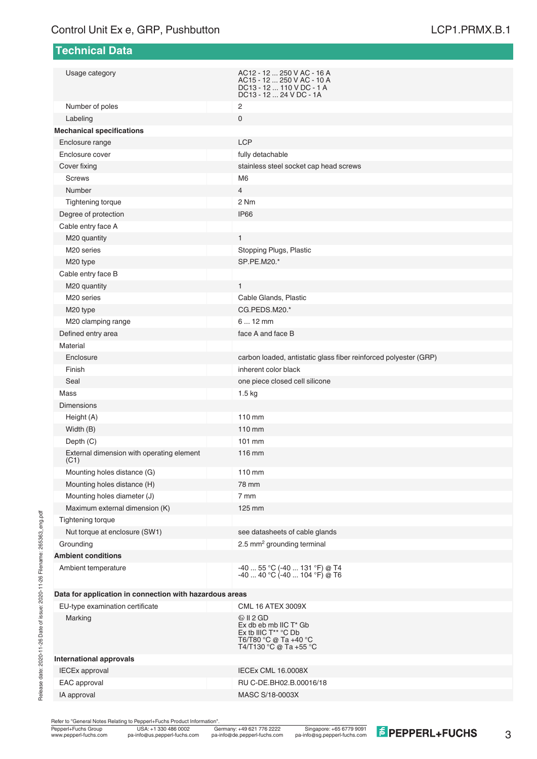## Technical Data

| | |
|---|---|
| Usage category | AC12 - 12 ... 250 V AC - 16 A<br>AC15 - 12 ... 250 V AC - 10 A<br>DC13 - 12 ... 110 V DC - 1 A<br>DC13 - 12 ... 24 V DC - 1A |
| Number of poles | 2 |
| Labeling | 0 |
| **Mechanical specifications** | |
| Enclosure range | LCP |
| Enclosure cover | fully detachable |
| Cover fixing | stainless steel socket cap head screws |
| Screws | M6 |
| Number | 4 |
| Tightening torque | 2 Nm |
| Degree of protection | IP66 |
| Cable entry face A | |
| M20 quantity | 1 |
| M20 series | Stopping Plugs, Plastic |
| M20 type | SP.PE.M20.* |
| Cable entry face B | |
| M20 quantity | 1 |
| M20 series | Cable Glands, Plastic |
| M20 type | CG.PEDS.M20.* |
| M20 clamping range | 6 ... 12 mm |
| Defined entry area | face A and face B |
| Material | |
| Enclosure | carbon loaded, antistatic glass fiber reinforced polyester (GRP) |
| Finish | inherent color black |
| Seal | one piece closed cell silicone |
| Mass | 1.5 kg |
| Dimensions | |
| Height (A) | 110 mm |
| Width (B) | 110 mm |
| Depth (C) | 101 mm |
| External dimension with operating element (C1) | 116 mm |
| Mounting holes distance (G) | 110 mm |
| Mounting holes distance (H) | 78 mm |
| Mounting holes diameter (J) | 7 mm |
| Maximum external dimension (K) | 125 mm |
| Tightening torque | |
| Nut torque at enclosure (SW1) | see datasheets of cable glands |
| Grounding | 2.5 mm$^2$ grounding terminal |
| **Ambient conditions** | |
| Ambient temperature | -40 ... 55 °C (-40 ... 131 °F) @ T4<br>-40 ... 40 °C (-40 ... 104 °F) @ T6 |
| **Data for application in connection with hazardous areas** | |
| EU-type examination certificate | CML 16 ATEX 3009X |
| Marking | ⟨Ex⟩ II 2 GD<br>Ex db eb mb IIC T* Gb<br>Ex tb IIIC T** °C Db<br>T6/T80 °C @ Ta +40 °C<br>T4/T130 °C @ Ta +55 °C |
| **International approvals** | |
| IECEx approval | IECEx CML 16.0008X |
| EAC approval | RU C-DE.BH02.B.00016/18 |
| IA approval | MASC S/18-0003X |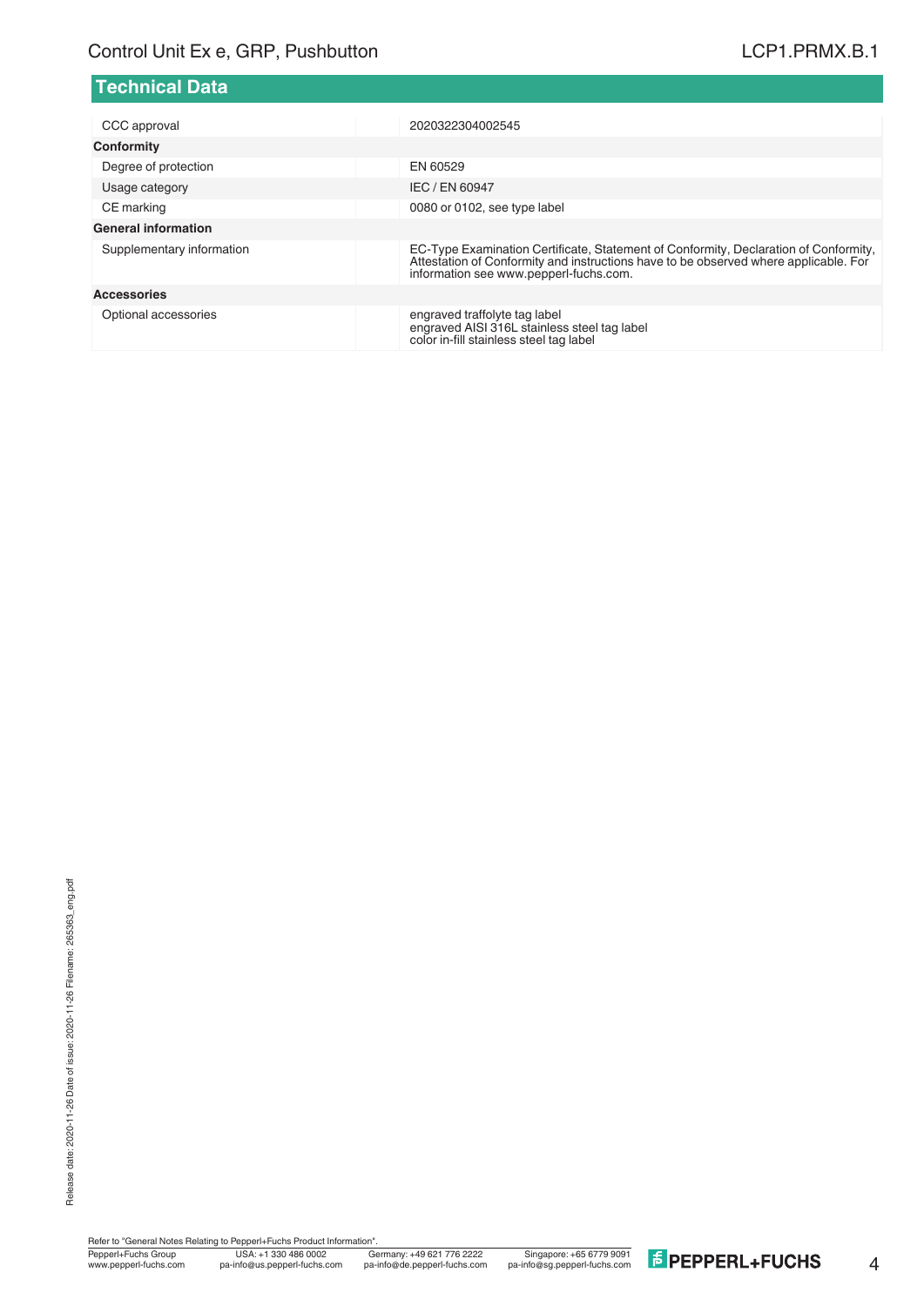## Technical Data

| | |
|---|---|
| CCC approval | 2020322304002545 |
| **Conformity** | |
| Degree of protection | EN 60529 |
| Usage category | IEC / EN 60947 |
| CE marking | 0080 or 0102, see type label |
| **General information** | |
| Supplementary information | EC-Type Examination Certificate, Statement of Conformity, Declaration of Conformity, Attestation of Conformity and instructions have to be observed where applicable. For information see www.pepperl-fuchs.com. |
| **Accessories** | |
| Optional accessories | engraved traffolyte tag label<br>engraved AISI 316L stainless steel tag label<br>color in-fill stainless steel tag label |

Refer to "General Notes Relating to Pepperl+Fuchs Product Information".

Pepperl+Fuchs Group
www.pepperl-fuchs.com

USA: +1 330 486 0002
pa-info@us.pepperl-fuchs.com

Germany: +49 621 776 2222
pa-info@de.pepperl-fuchs.com

Singapore: +65 6779 9091
pa-info@sg.pepperl-fuchs.com